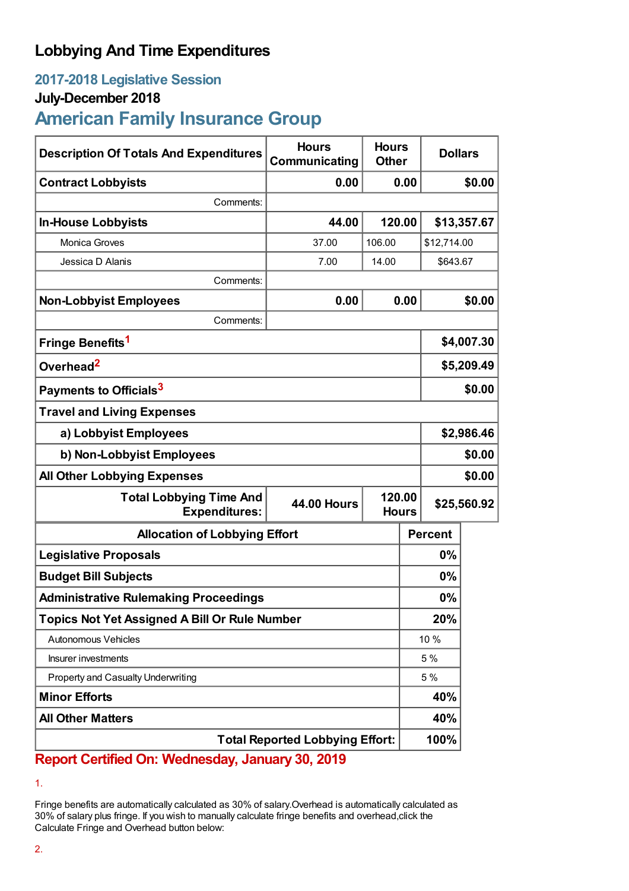# Lobbying And Time Expenditures

## 2017-2018 Legislative Session

### July-December 2018

## American Family Insurance Group

| Description Of Totals And Expenditures | Hours Communicating | Hours Other | Dollars |
|---|---|---|---|
| **Contract Lobbyists** | **0.00** | **0.00** | **$0.00** |
| Comments: | | | |
| **In-House Lobbyists** | **44.00** | **120.00** | **$13,357.67** |
| Monica Groves | 37.00 | 106.00 | $12,714.00 |
| Jessica D Alanis | 7.00 | 14.00 | $643.67 |
| Comments: | | | |
| **Non-Lobbyist Employees** | **0.00** | **0.00** | **$0.00** |
| Comments: | | | |
| **Fringe Benefits**[1] | | | **$4,007.30** |
| **Overhead**[2] | | | **$5,209.49** |
| **Payments to Officials**[3] | | | **$0.00** |
| **Travel and Living Expenses** | | | |
| **a) Lobbyist Employees** | | | **$2,986.46** |
| **b) Non-Lobbyist Employees** | | | **$0.00** |
| **All Other Lobbying Expenses** | | | **$0.00** |
| **Total Lobbying Time And Expenditures:** | **44.00 Hours** | **120.00 Hours** | **$25,560.92** |

| Allocation of Lobbying Effort | Percent |
|---|---|
| **Legislative Proposals** | **0%** |
| **Budget Bill Subjects** | **0%** |
| **Administrative Rulemaking Proceedings** | **0%** |
| **Topics Not Yet Assigned A Bill Or Rule Number** | **20%** |
| Autonomous Vehicles | 10 % |
| Insurer investments | 5 % |
| Property and Casualty Underwriting | 5 % |
| **Minor Efforts** | **40%** |
| **All Other Matters** | **40%** |
| **Total Reported Lobbying Effort:** | **100%** |

**Report Certified On: Wednesday, January 30, 2019**

1.

Fringe benefits are automatically calculated as 30% of salary.Overhead is automatically calculated as 30% of salary plus fringe. If you wish to manually calculate fringe benefits and overhead,click the Calculate Fringe and Overhead button below:

2.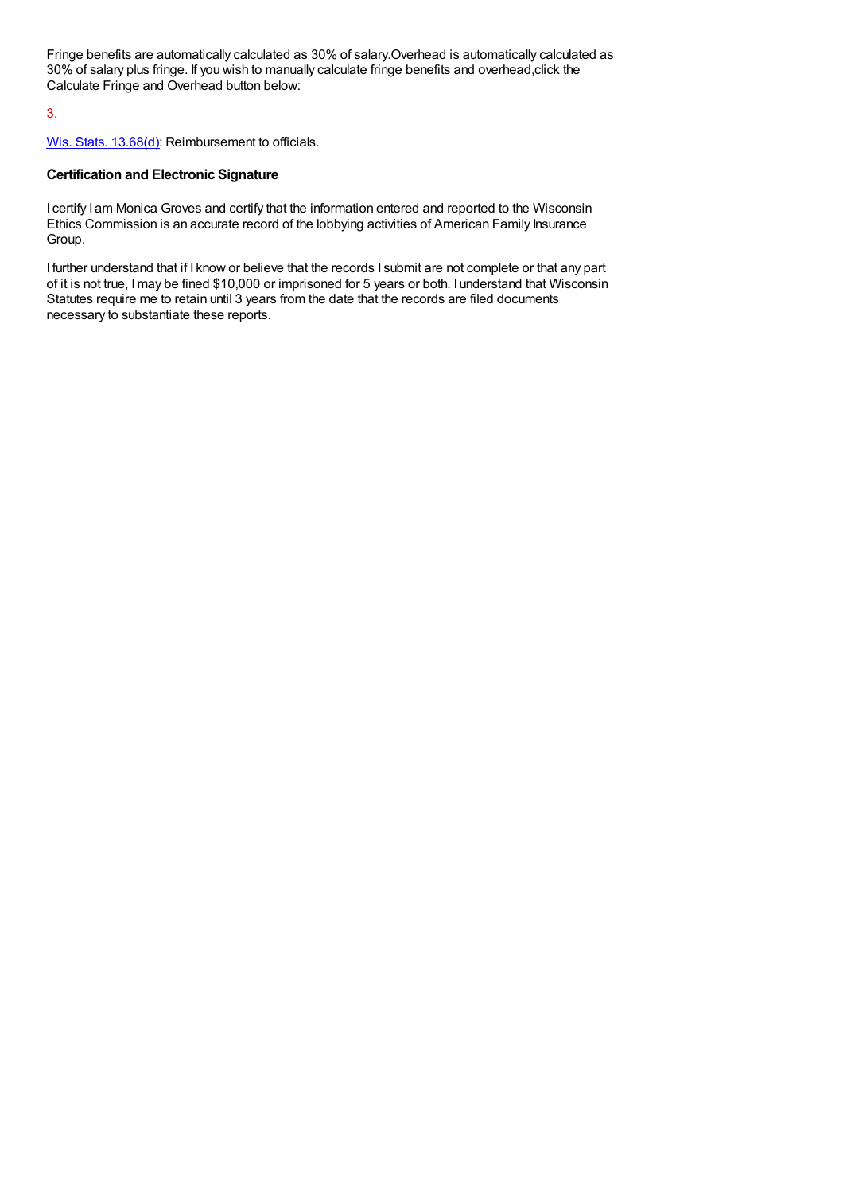Fringe benefits are automatically calculated as 30% of salary.Overhead is automatically calculated as 30% of salary plus fringe. If you wish to manually calculate fringe benefits and overhead,click the Calculate Fringe and Overhead button below:

3.

Wis. Stats. 13.68(d): Reimbursement to officials.

**Certification and Electronic Signature**

I certify I am Monica Groves and certify that the information entered and reported to the Wisconsin Ethics Commission is an accurate record of the lobbying activities of American Family Insurance Group.

I further understand that if I know or believe that the records I submit are not complete or that any part of it is not true, I may be fined $10,000 or imprisoned for 5 years or both. I understand that Wisconsin Statutes require me to retain until 3 years from the date that the records are filed documents necessary to substantiate these reports.